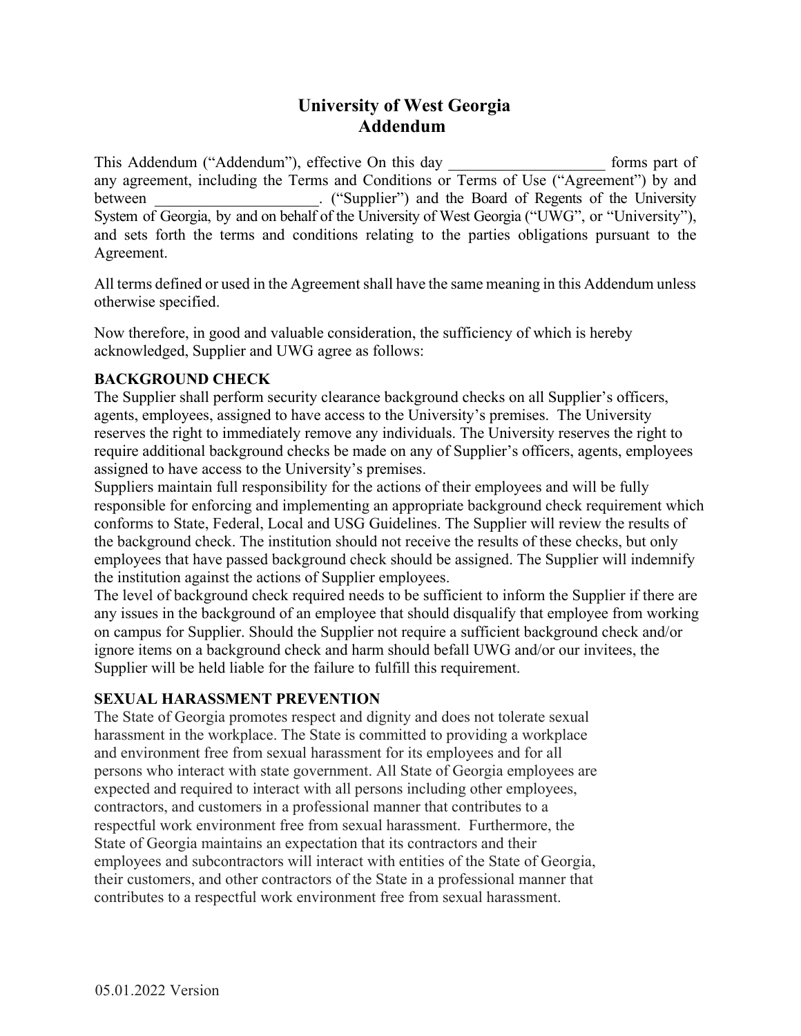# University of West Georgia
# Addendum

This Addendum ("Addendum"), effective On this day ____________________ forms part of any agreement, including the Terms and Conditions or Terms of Use ("Agreement") by and between _____________________. ("Supplier") and the Board of Regents of the University System of Georgia, by and on behalf of the University of West Georgia ("UWG", or "University"), and sets forth the terms and conditions relating to the parties obligations pursuant to the Agreement.

All terms defined or used in the Agreement shall have the same meaning in this Addendum unless otherwise specified.

Now therefore, in good and valuable consideration, the sufficiency of which is hereby acknowledged, Supplier and UWG agree as follows:

**BACKGROUND CHECK**

The Supplier shall perform security clearance background checks on all Supplier's officers, agents, employees, assigned to have access to the University's premises. The University reserves the right to immediately remove any individuals. The University reserves the right to require additional background checks be made on any of Supplier's officers, agents, employees assigned to have access to the University's premises.

Suppliers maintain full responsibility for the actions of their employees and will be fully responsible for enforcing and implementing an appropriate background check requirement which conforms to State, Federal, Local and USG Guidelines. The Supplier will review the results of the background check. The institution should not receive the results of these checks, but only employees that have passed background check should be assigned. The Supplier will indemnify the institution against the actions of Supplier employees.

The level of background check required needs to be sufficient to inform the Supplier if there are any issues in the background of an employee that should disqualify that employee from working on campus for Supplier. Should the Supplier not require a sufficient background check and/or ignore items on a background check and harm should befall UWG and/or our invitees, the Supplier will be held liable for the failure to fulfill this requirement.

**SEXUAL HARASSMENT PREVENTION**

The State of Georgia promotes respect and dignity and does not tolerate sexual harassment in the workplace. The State is committed to providing a workplace and environment free from sexual harassment for its employees and for all persons who interact with state government. All State of Georgia employees are expected and required to interact with all persons including other employees, contractors, and customers in a professional manner that contributes to a respectful work environment free from sexual harassment. Furthermore, the State of Georgia maintains an expectation that its contractors and their employees and subcontractors will interact with entities of the State of Georgia, their customers, and other contractors of the State in a professional manner that contributes to a respectful work environment free from sexual harassment.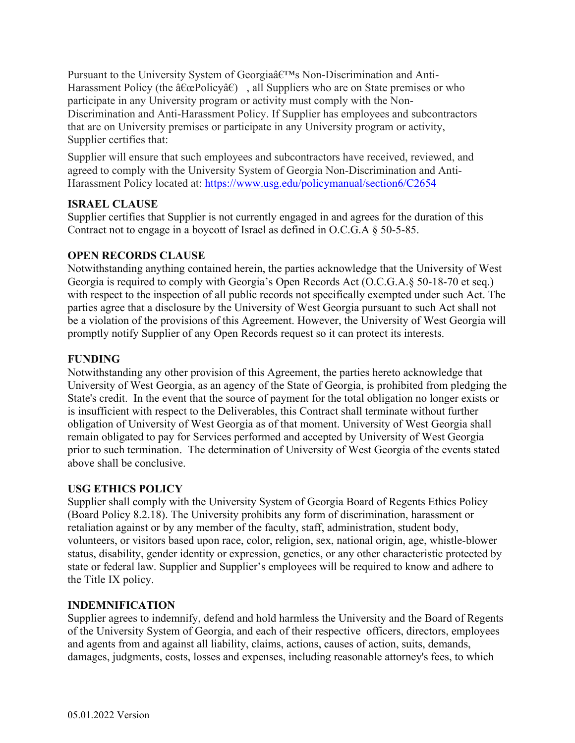Pursuant to the University System of Georgiaâ€™s Non-Discrimination and Anti-Harassment Policy (the â€œPolicyâ€) , all Suppliers who are on State premises or who participate in any University program or activity must comply with the Non-Discrimination and Anti-Harassment Policy. If Supplier has employees and subcontractors that are on University premises or participate in any University program or activity, Supplier certifies that:

Supplier will ensure that such employees and subcontractors have received, reviewed, and agreed to comply with the University System of Georgia Non-Discrimination and Anti-Harassment Policy located at: https://www.usg.edu/policymanual/section6/C2654

**ISRAEL CLAUSE**
Supplier certifies that Supplier is not currently engaged in and agrees for the duration of this Contract not to engage in a boycott of Israel as defined in O.C.G.A § 50-5-85.

**OPEN RECORDS CLAUSE**
Notwithstanding anything contained herein, the parties acknowledge that the University of West Georgia is required to comply with Georgia's Open Records Act (O.C.G.A.§ 50-18-70 et seq.) with respect to the inspection of all public records not specifically exempted under such Act. The parties agree that a disclosure by the University of West Georgia pursuant to such Act shall not be a violation of the provisions of this Agreement. However, the University of West Georgia will promptly notify Supplier of any Open Records request so it can protect its interests.

**FUNDING**
Notwithstanding any other provision of this Agreement, the parties hereto acknowledge that University of West Georgia, as an agency of the State of Georgia, is prohibited from pledging the State's credit. In the event that the source of payment for the total obligation no longer exists or is insufficient with respect to the Deliverables, this Contract shall terminate without further obligation of University of West Georgia as of that moment. University of West Georgia shall remain obligated to pay for Services performed and accepted by University of West Georgia prior to such termination. The determination of University of West Georgia of the events stated above shall be conclusive.

**USG ETHICS POLICY**
Supplier shall comply with the University System of Georgia Board of Regents Ethics Policy (Board Policy 8.2.18). The University prohibits any form of discrimination, harassment or retaliation against or by any member of the faculty, staff, administration, student body, volunteers, or visitors based upon race, color, religion, sex, national origin, age, whistle-blower status, disability, gender identity or expression, genetics, or any other characteristic protected by state or federal law. Supplier and Supplier's employees will be required to know and adhere to the Title IX policy.

**INDEMNIFICATION**
Supplier agrees to indemnify, defend and hold harmless the University and the Board of Regents of the University System of Georgia, and each of their respective officers, directors, employees and agents from and against all liability, claims, actions, causes of action, suits, demands, damages, judgments, costs, losses and expenses, including reasonable attorney's fees, to which

05.01.2022 Version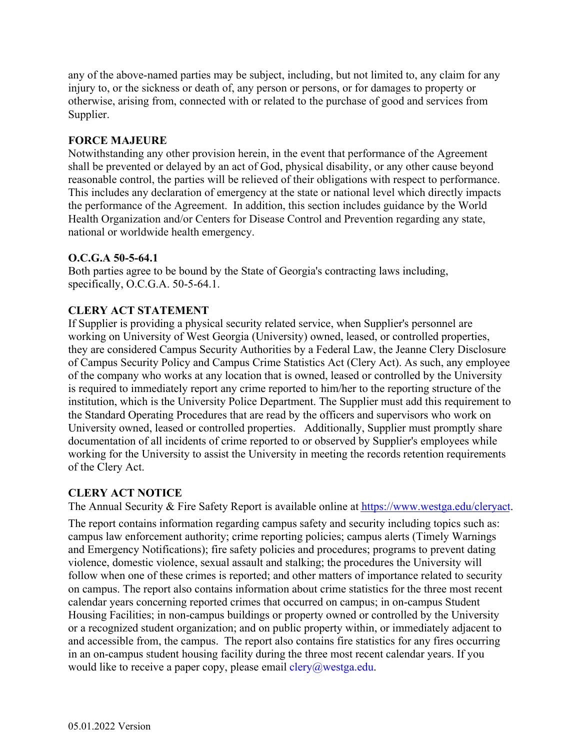any of the above-named parties may be subject, including, but not limited to, any claim for any injury to, or the sickness or death of, any person or persons, or for damages to property or otherwise, arising from, connected with or related to the purchase of good and services from Supplier.

**FORCE MAJEURE**

Notwithstanding any other provision herein, in the event that performance of the Agreement shall be prevented or delayed by an act of God, physical disability, or any other cause beyond reasonable control, the parties will be relieved of their obligations with respect to performance. This includes any declaration of emergency at the state or national level which directly impacts the performance of the Agreement. In addition, this section includes guidance by the World Health Organization and/or Centers for Disease Control and Prevention regarding any state, national or worldwide health emergency.

**O.C.G.A 50-5-64.1**

Both parties agree to be bound by the State of Georgia's contracting laws including, specifically, O.C.G.A. 50-5-64.1.

**CLERY ACT STATEMENT**

If Supplier is providing a physical security related service, when Supplier's personnel are working on University of West Georgia (University) owned, leased, or controlled properties, they are considered Campus Security Authorities by a Federal Law, the Jeanne Clery Disclosure of Campus Security Policy and Campus Crime Statistics Act (Clery Act). As such, any employee of the company who works at any location that is owned, leased or controlled by the University is required to immediately report any crime reported to him/her to the reporting structure of the institution, which is the University Police Department. The Supplier must add this requirement to the Standard Operating Procedures that are read by the officers and supervisors who work on University owned, leased or controlled properties. Additionally, Supplier must promptly share documentation of all incidents of crime reported to or observed by Supplier's employees while working for the University to assist the University in meeting the records retention requirements of the Clery Act.

**CLERY ACT NOTICE**

The Annual Security & Fire Safety Report is available online at https://www.westga.edu/cleryact.

The report contains information regarding campus safety and security including topics such as: campus law enforcement authority; crime reporting policies; campus alerts (Timely Warnings and Emergency Notifications); fire safety policies and procedures; programs to prevent dating violence, domestic violence, sexual assault and stalking; the procedures the University will follow when one of these crimes is reported; and other matters of importance related to security on campus. The report also contains information about crime statistics for the three most recent calendar years concerning reported crimes that occurred on campus; in on-campus Student Housing Facilities; in non-campus buildings or property owned or controlled by the University or a recognized student organization; and on public property within, or immediately adjacent to and accessible from, the campus. The report also contains fire statistics for any fires occurring in an on-campus student housing facility during the three most recent calendar years. If you would like to receive a paper copy, please email clery@westga.edu.

05.01.2022 Version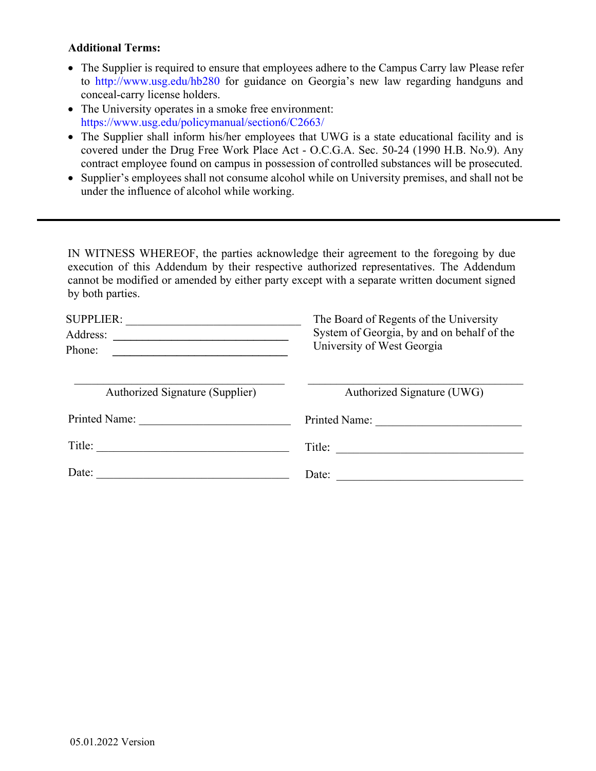**Additional Terms:**

- The Supplier is required to ensure that employees adhere to the Campus Carry law Please refer to http://www.usg.edu/hb280 for guidance on Georgia's new law regarding handguns and conceal-carry license holders.
- The University operates in a smoke free environment: https://www.usg.edu/policymanual/section6/C2663/
- The Supplier shall inform his/her employees that UWG is a state educational facility and is covered under the Drug Free Work Place Act - O.C.G.A. Sec. 50-24 (1990 H.B. No.9). Any contract employee found on campus in possession of controlled substances will be prosecuted.
- Supplier's employees shall not consume alcohol while on University premises, and shall not be under the influence of alcohol while working.

---

IN WITNESS WHEREOF, the parties acknowledge their agreement to the foregoing by due execution of this Addendum by their respective authorized representatives. The Addendum cannot be modified or amended by either party except with a separate written document signed by both parties.

| | |
|---|---|
| SUPPLIER: ______________________________ | The Board of Regents of the University System of Georgia, by and on behalf of the University of West Georgia |
| Address: ______________________________ | |
| Phone: ______________________________ | |
| ______________________________<br>Authorized Signature (Supplier) | ______________________________<br>Authorized Signature (UWG) |
| Printed Name: __________________________ | Printed Name: __________________________ |
| Title: ______________________________ | Title: ______________________________ |
| Date: ______________________________ | Date: ______________________________ |

05.01.2022 Version